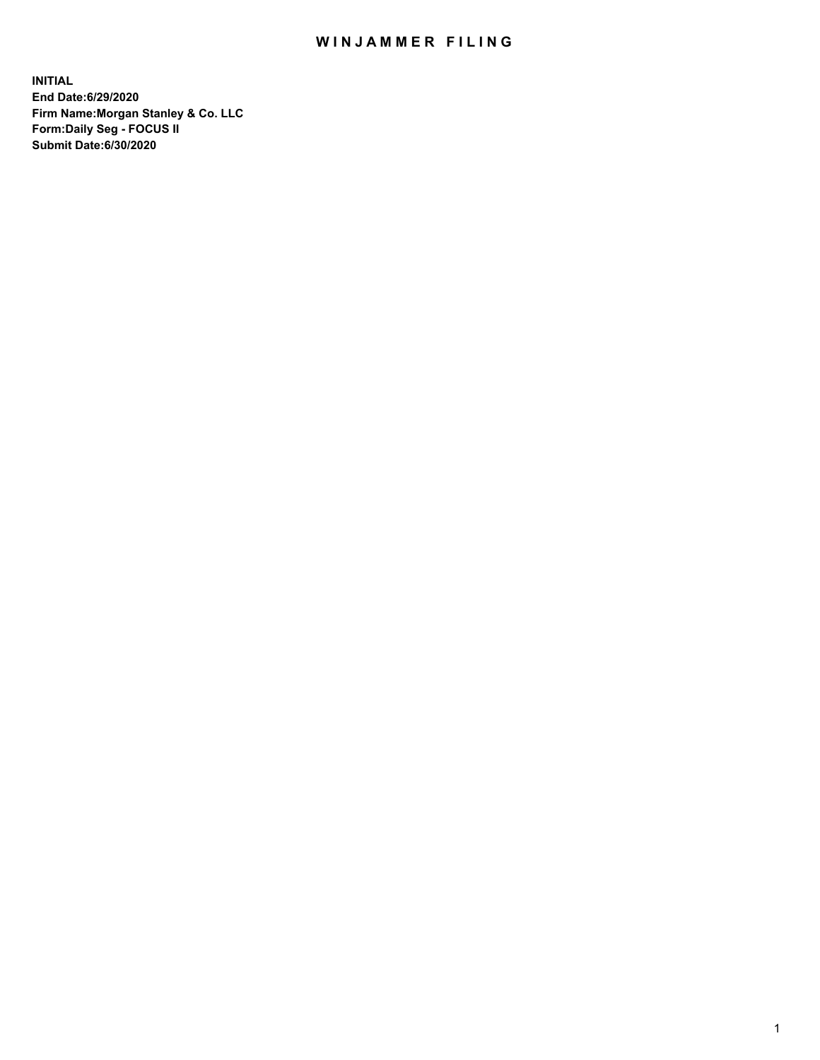# WINJAMMER FILING

**INITIAL**
**End Date:6/29/2020**
**Firm Name:Morgan Stanley & Co. LLC**
**Form:Daily Seg - FOCUS II**
**Submit Date:6/30/2020**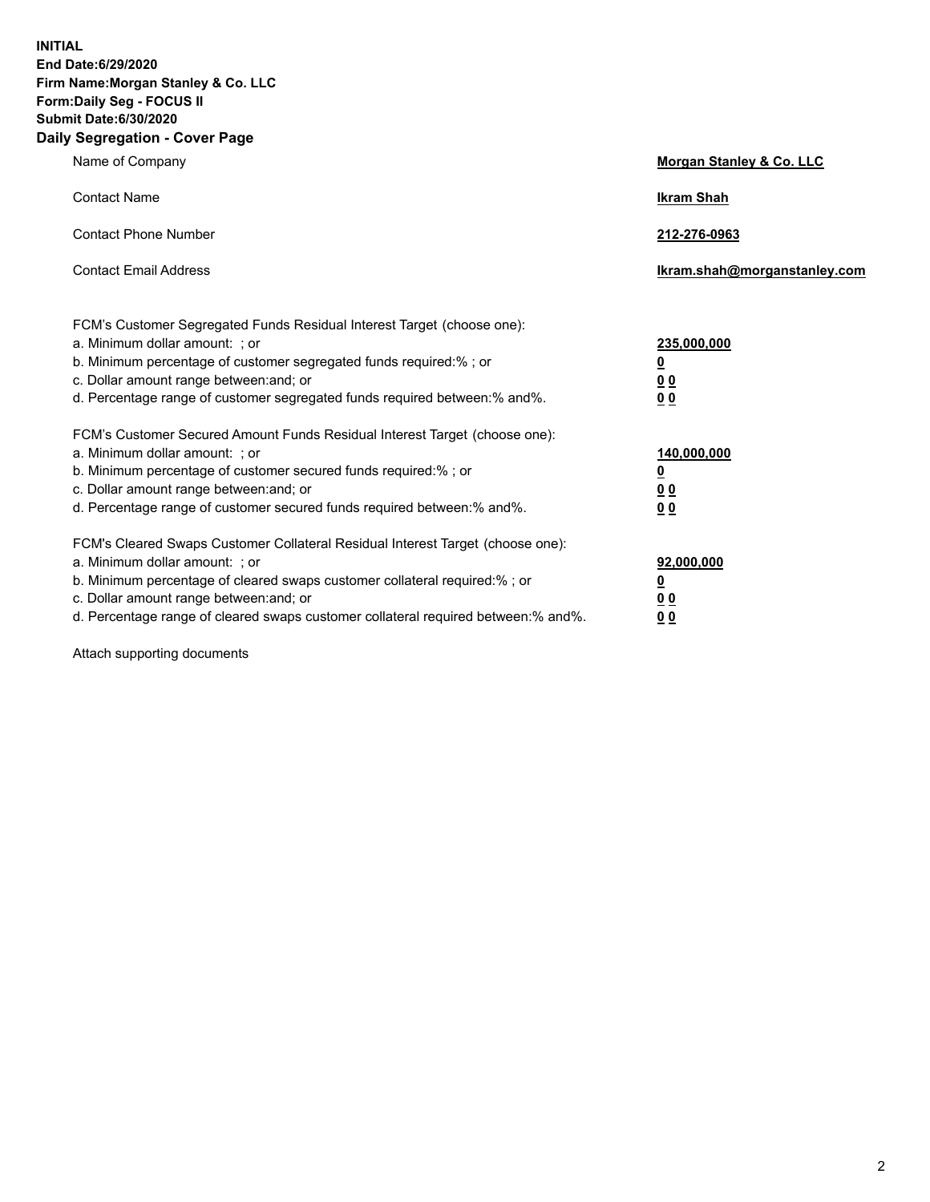**INITIAL**
**End Date:6/29/2020**
**Firm Name:Morgan Stanley & Co. LLC**
**Form:Daily Seg - FOCUS II**
**Submit Date:6/30/2020**

## Daily Segregation - Cover Page

| | |
|---|---|
| Name of Company | **Morgan Stanley & Co. LLC** |
| Contact Name | **Ikram Shah** |
| Contact Phone Number | **212-276-0963** |
| Contact Email Address | **Ikram.shah@morganstanley.com** |

| | |
|---|---|
| FCM's Customer Segregated Funds Residual Interest Target (choose one): | |
| a. Minimum dollar amount: ; or | **235,000,000** |
| b. Minimum percentage of customer segregated funds required:% ; or | **0** |
| c. Dollar amount range between:and; or | **0 0** |
| d. Percentage range of customer segregated funds required between:% and%. | **0 0** |
| FCM's Customer Secured Amount Funds Residual Interest Target (choose one): | |
| a. Minimum dollar amount: ; or | **140,000,000** |
| b. Minimum percentage of customer secured funds required:% ; or | **0** |
| c. Dollar amount range between:and; or | **0 0** |
| d. Percentage range of customer secured funds required between:% and%. | **0 0** |
| FCM's Cleared Swaps Customer Collateral Residual Interest Target (choose one): | |
| a. Minimum dollar amount: ; or | **92,000,000** |
| b. Minimum percentage of cleared swaps customer collateral required:% ; or | **0** |
| c. Dollar amount range between:and; or | **0 0** |
| d. Percentage range of cleared swaps customer collateral required between:% and%. | **0 0** |

Attach supporting documents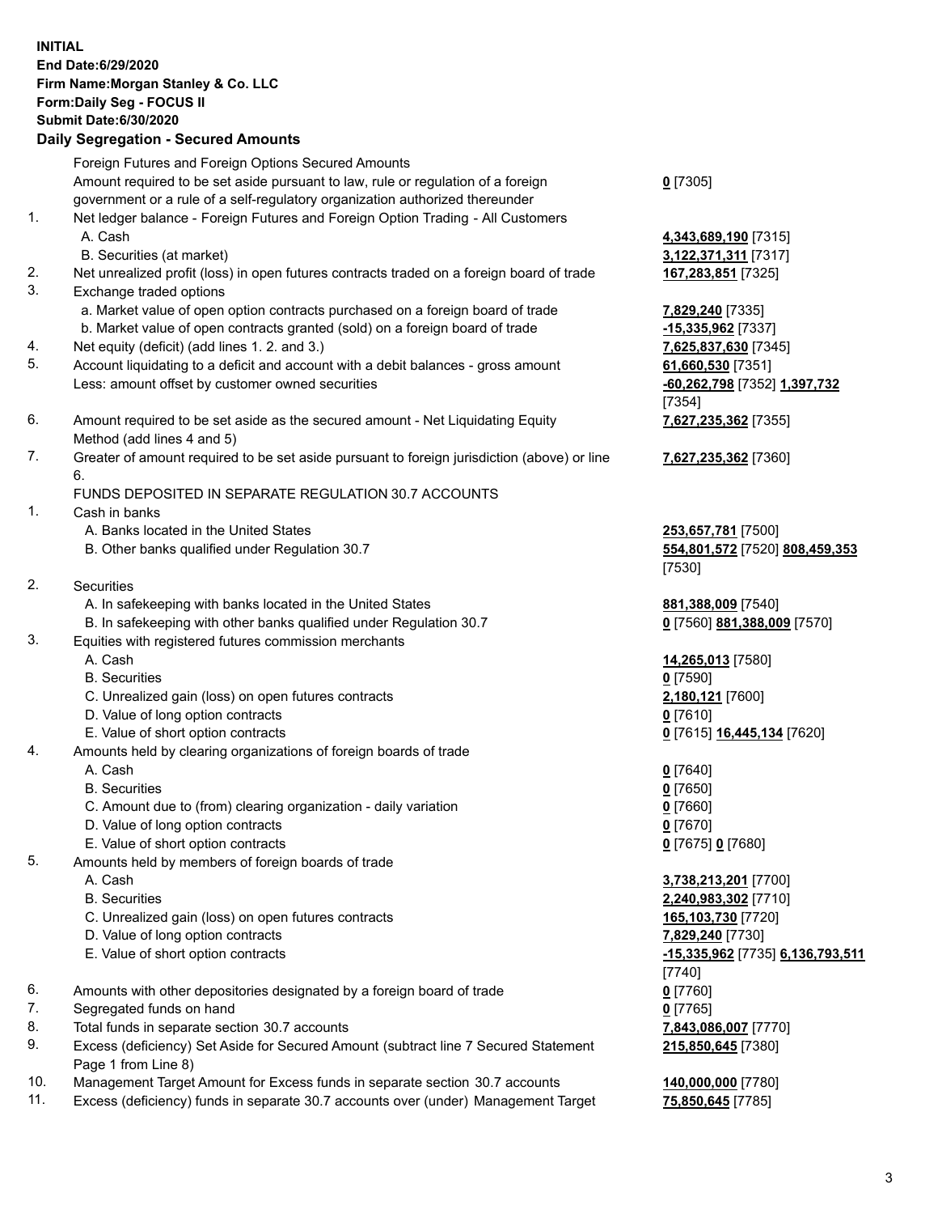**INITIAL**
**End Date:6/29/2020**
**Firm Name:Morgan Stanley & Co. LLC**
**Form:Daily Seg - FOCUS II**
**Submit Date:6/30/2020**

**Daily Segregation - Secured Amounts**

| | | |
|---|---|---|
| | Foreign Futures and Foreign Options Secured Amounts | |
| | Amount required to be set aside pursuant to law, rule or regulation of a foreign government or a rule of a self-regulatory organization authorized thereunder | **0** [7305] |
| 1. | Net ledger balance - Foreign Futures and Foreign Option Trading - All Customers | |
| | A. Cash | **4,343,689,190** [7315] |
| | B. Securities (at market) | **3,122,371,311** [7317] |
| 2. | Net unrealized profit (loss) in open futures contracts traded on a foreign board of trade | **167,283,851** [7325] |
| 3. | Exchange traded options | |
| | a. Market value of open option contracts purchased on a foreign board of trade | **7,829,240** [7335] |
| | b. Market value of open contracts granted (sold) on a foreign board of trade | **-15,335,962** [7337] |
| 4. | Net equity (deficit) (add lines 1. 2. and 3.) | **7,625,837,630** [7345] |
| 5. | Account liquidating to a deficit and account with a debit balances - gross amount | **61,660,530** [7351] |
| | Less: amount offset by customer owned securities | **-60,262,798** [7352] **1,397,732** [7354] |
| 6. | Amount required to be set aside as the secured amount - Net Liquidating Equity Method (add lines 4 and 5) | **7,627,235,362** [7355] |
| 7. | Greater of amount required to be set aside pursuant to foreign jurisdiction (above) or line 6. | **7,627,235,362** [7360] |
| | FUNDS DEPOSITED IN SEPARATE REGULATION 30.7 ACCOUNTS | |
| 1. | Cash in banks | |
| | A. Banks located in the United States | **253,657,781** [7500] |
| | B. Other banks qualified under Regulation 30.7 | **554,801,572** [7520] **808,459,353** [7530] |
| 2. | Securities | |
| | A. In safekeeping with banks located in the United States | **881,388,009** [7540] |
| | B. In safekeeping with other banks qualified under Regulation 30.7 | **0** [7560] **881,388,009** [7570] |
| 3. | Equities with registered futures commission merchants | |
| | A. Cash | **14,265,013** [7580] |
| | B. Securities | **0** [7590] |
| | C. Unrealized gain (loss) on open futures contracts | **2,180,121** [7600] |
| | D. Value of long option contracts | **0** [7610] |
| | E. Value of short option contracts | **0** [7615] **16,445,134** [7620] |
| 4. | Amounts held by clearing organizations of foreign boards of trade | |
| | A. Cash | **0** [7640] |
| | B. Securities | **0** [7650] |
| | C. Amount due to (from) clearing organization - daily variation | **0** [7660] |
| | D. Value of long option contracts | **0** [7670] |
| | E. Value of short option contracts | **0** [7675] **0** [7680] |
| 5. | Amounts held by members of foreign boards of trade | |
| | A. Cash | **3,738,213,201** [7700] |
| | B. Securities | **2,240,983,302** [7710] |
| | C. Unrealized gain (loss) on open futures contracts | **165,103,730** [7720] |
| | D. Value of long option contracts | **7,829,240** [7730] |
| | E. Value of short option contracts | **-15,335,962** [7735] **6,136,793,511** [7740] |
| 6. | Amounts with other depositories designated by a foreign board of trade | **0** [7760] |
| 7. | Segregated funds on hand | **0** [7765] |
| 8. | Total funds in separate section 30.7 accounts | **7,843,086,007** [7770] |
| 9. | Excess (deficiency) Set Aside for Secured Amount (subtract line 7 Secured Statement Page 1 from Line 8) | **215,850,645** [7380] |
| 10. | Management Target Amount for Excess funds in separate section 30.7 accounts | **140,000,000** [7780] |
| 11. | Excess (deficiency) funds in separate 30.7 accounts over (under) Management Target | **75,850,645** [7785] |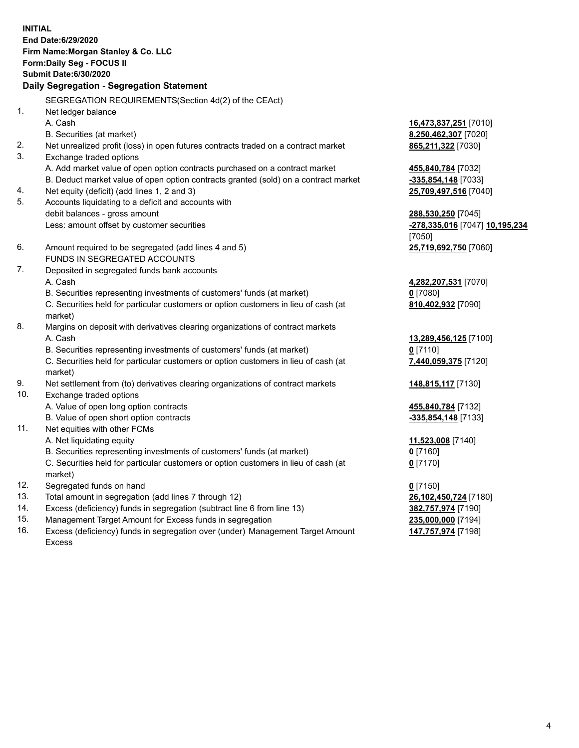**INITIAL**
**End Date:6/29/2020**
**Firm Name:Morgan Stanley & Co. LLC**
**Form:Daily Seg - FOCUS II**
**Submit Date:6/30/2020**

### Daily Segregation - Segregation Statement

| | | |
|---|---|---|
| | SEGREGATION REQUIREMENTS(Section 4d(2) of the CEAct) | |
| 1. | Net ledger balance | |
| | A. Cash | **16,473,837,251** [7010] |
| | B. Securities (at market) | **8,250,462,307** [7020] |
| 2. | Net unrealized profit (loss) in open futures contracts traded on a contract market | **865,211,322** [7030] |
| 3. | Exchange traded options | |
| | A. Add market value of open option contracts purchased on a contract market | **455,840,784** [7032] |
| | B. Deduct market value of open option contracts granted (sold) on a contract market | **-335,854,148** [7033] |
| 4. | Net equity (deficit) (add lines 1, 2 and 3) | **25,709,497,516** [7040] |
| 5. | Accounts liquidating to a deficit and accounts with debit balances - gross amount | **288,530,250** [7045] |
| | Less: amount offset by customer securities | **-278,335,016** [7047] **10,195,234** [7050] |
| 6. | Amount required to be segregated (add lines 4 and 5) | **25,719,692,750** [7060] |
| | FUNDS IN SEGREGATED ACCOUNTS | |
| 7. | Deposited in segregated funds bank accounts | |
| | A. Cash | **4,282,207,531** [7070] |
| | B. Securities representing investments of customers' funds (at market) | **0** [7080] |
| | C. Securities held for particular customers or option customers in lieu of cash (at market) | **810,402,932** [7090] |
| 8. | Margins on deposit with derivatives clearing organizations of contract markets | |
| | A. Cash | **13,289,456,125** [7100] |
| | B. Securities representing investments of customers' funds (at market) | **0** [7110] |
| | C. Securities held for particular customers or option customers in lieu of cash (at market) | **7,440,059,375** [7120] |
| 9. | Net settlement from (to) derivatives clearing organizations of contract markets | **148,815,117** [7130] |
| 10. | Exchange traded options | |
| | A. Value of open long option contracts | **455,840,784** [7132] |
| | B. Value of open short option contracts | **-335,854,148** [7133] |
| 11. | Net equities with other FCMs | |
| | A. Net liquidating equity | **11,523,008** [7140] |
| | B. Securities representing investments of customers' funds (at market) | **0** [7160] |
| | C. Securities held for particular customers or option customers in lieu of cash (at market) | **0** [7170] |
| 12. | Segregated funds on hand | **0** [7150] |
| 13. | Total amount in segregation (add lines 7 through 12) | **26,102,450,724** [7180] |
| 14. | Excess (deficiency) funds in segregation (subtract line 6 from line 13) | **382,757,974** [7190] |
| 15. | Management Target Amount for Excess funds in segregation | **235,000,000** [7194] |
| 16. | Excess (deficiency) funds in segregation over (under) Management Target Amount Excess | **147,757,974** [7198] |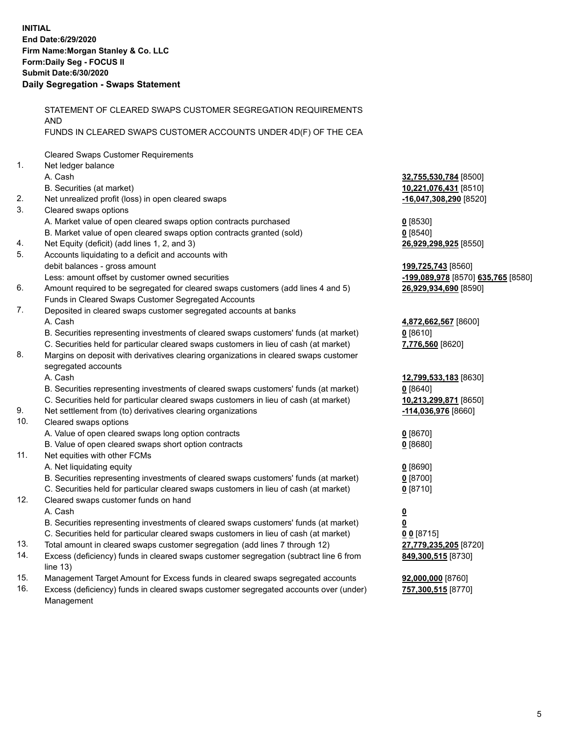**INITIAL**
**End Date:6/29/2020**
**Firm Name:Morgan Stanley & Co. LLC**
**Form:Daily Seg - FOCUS II**
**Submit Date:6/30/2020**
**Daily Segregation - Swaps Statement**

STATEMENT OF CLEARED SWAPS CUSTOMER SEGREGATION REQUIREMENTS AND FUNDS IN CLEARED SWAPS CUSTOMER ACCOUNTS UNDER 4D(F) OF THE CEA

| | | |
|---|---|---|
| | Cleared Swaps Customer Requirements | |
| 1. | Net ledger balance | |
| | A. Cash | **32,755,530,784** [8500] |
| | B. Securities (at market) | **10,221,076,431** [8510] |
| 2. | Net unrealized profit (loss) in open cleared swaps | **-16,047,308,290** [8520] |
| 3. | Cleared swaps options | |
| | A. Market value of open cleared swaps option contracts purchased | **0** [8530] |
| | B. Market value of open cleared swaps option contracts granted (sold) | **0** [8540] |
| 4. | Net Equity (deficit) (add lines 1, 2, and 3) | **26,929,298,925** [8550] |
| 5. | Accounts liquidating to a deficit and accounts with debit balances - gross amount | **199,725,743** [8560] |
| | Less: amount offset by customer owned securities | **-199,089,978** [8570] **635,765** [8580] |
| 6. | Amount required to be segregated for cleared swaps customers (add lines 4 and 5) | **26,929,934,690** [8590] |
| | Funds in Cleared Swaps Customer Segregated Accounts | |
| 7. | Deposited in cleared swaps customer segregated accounts at banks | |
| | A. Cash | **4,872,662,567** [8600] |
| | B. Securities representing investments of cleared swaps customers' funds (at market) | **0** [8610] |
| | C. Securities held for particular cleared swaps customers in lieu of cash (at market) | **7,776,560** [8620] |
| 8. | Margins on deposit with derivatives clearing organizations in cleared swaps customer segregated accounts | |
| | A. Cash | **12,799,533,183** [8630] |
| | B. Securities representing investments of cleared swaps customers' funds (at market) | **0** [8640] |
| | C. Securities held for particular cleared swaps customers in lieu of cash (at market) | **10,213,299,871** [8650] |
| 9. | Net settlement from (to) derivatives clearing organizations | **-114,036,976** [8660] |
| 10. | Cleared swaps options | |
| | A. Value of open cleared swaps long option contracts | **0** [8670] |
| | B. Value of open cleared swaps short option contracts | **0** [8680] |
| 11. | Net equities with other FCMs | |
| | A. Net liquidating equity | **0** [8690] |
| | B. Securities representing investments of cleared swaps customers' funds (at market) | **0** [8700] |
| | C. Securities held for particular cleared swaps customers in lieu of cash (at market) | **0** [8710] |
| 12. | Cleared swaps customer funds on hand | |
| | A. Cash | **0** |
| | B. Securities representing investments of cleared swaps customers' funds (at market) | **0** |
| | C. Securities held for particular cleared swaps customers in lieu of cash (at market) | **0** **0** [8715] |
| 13. | Total amount in cleared swaps customer segregation (add lines 7 through 12) | **27,779,235,205** [8720] |
| 14. | Excess (deficiency) funds in cleared swaps customer segregation (subtract line 6 from line 13) | **849,300,515** [8730] |
| 15. | Management Target Amount for Excess funds in cleared swaps segregated accounts | **92,000,000** [8760] |
| 16. | Excess (deficiency) funds in cleared swaps customer segregated accounts over (under) Management | **757,300,515** [8770] |